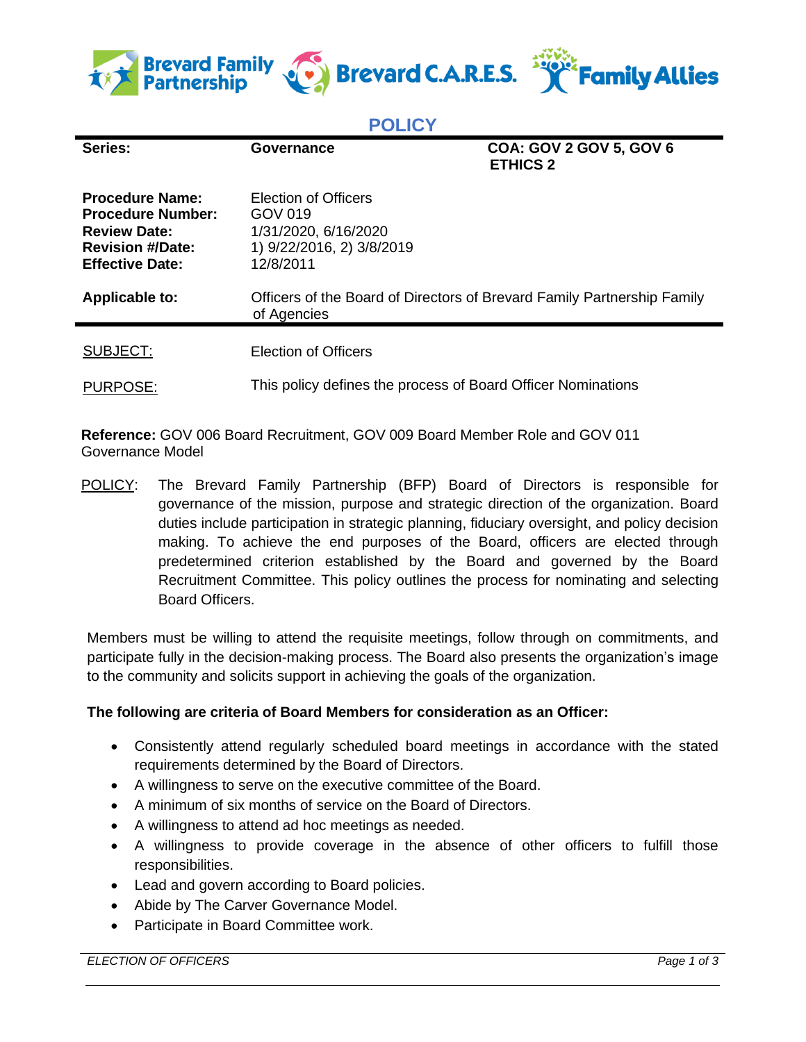Brevard Family Partnership | Brevard C.A.R.E.S. | Family Allies

# POLICY

| Series: | Governance | COA: GOV 2 GOV 5, GOV 6 ETHICS 2 |
|---|---|---|
| **Procedure Name:** | Election of Officers | |
| **Procedure Number:** | GOV 019 | |
| **Review Date:** | 1/31/2020, 6/16/2020 | |
| **Revision #/Date:** | 1) 9/22/2016, 2) 3/8/2019 | |
| **Effective Date:** | 12/8/2011 | |
| **Applicable to:** | Officers of the Board of Directors of Brevard Family Partnership Family of Agencies | |

SUBJECT: Election of Officers

PURPOSE: This policy defines the process of Board Officer Nominations

**Reference:** GOV 006 Board Recruitment, GOV 009 Board Member Role and GOV 011 Governance Model

POLICY: The Brevard Family Partnership (BFP) Board of Directors is responsible for governance of the mission, purpose and strategic direction of the organization. Board duties include participation in strategic planning, fiduciary oversight, and policy decision making. To achieve the end purposes of the Board, officers are elected through predetermined criterion established by the Board and governed by the Board Recruitment Committee. This policy outlines the process for nominating and selecting Board Officers.

Members must be willing to attend the requisite meetings, follow through on commitments, and participate fully in the decision-making process. The Board also presents the organization's image to the community and solicits support in achieving the goals of the organization.

**The following are criteria of Board Members for consideration as an Officer:**

- Consistently attend regularly scheduled board meetings in accordance with the stated requirements determined by the Board of Directors.
- A willingness to serve on the executive committee of the Board.
- A minimum of six months of service on the Board of Directors.
- A willingness to attend ad hoc meetings as needed.
- A willingness to provide coverage in the absence of other officers to fulfill those responsibilities.
- Lead and govern according to Board policies.
- Abide by The Carver Governance Model.
- Participate in Board Committee work.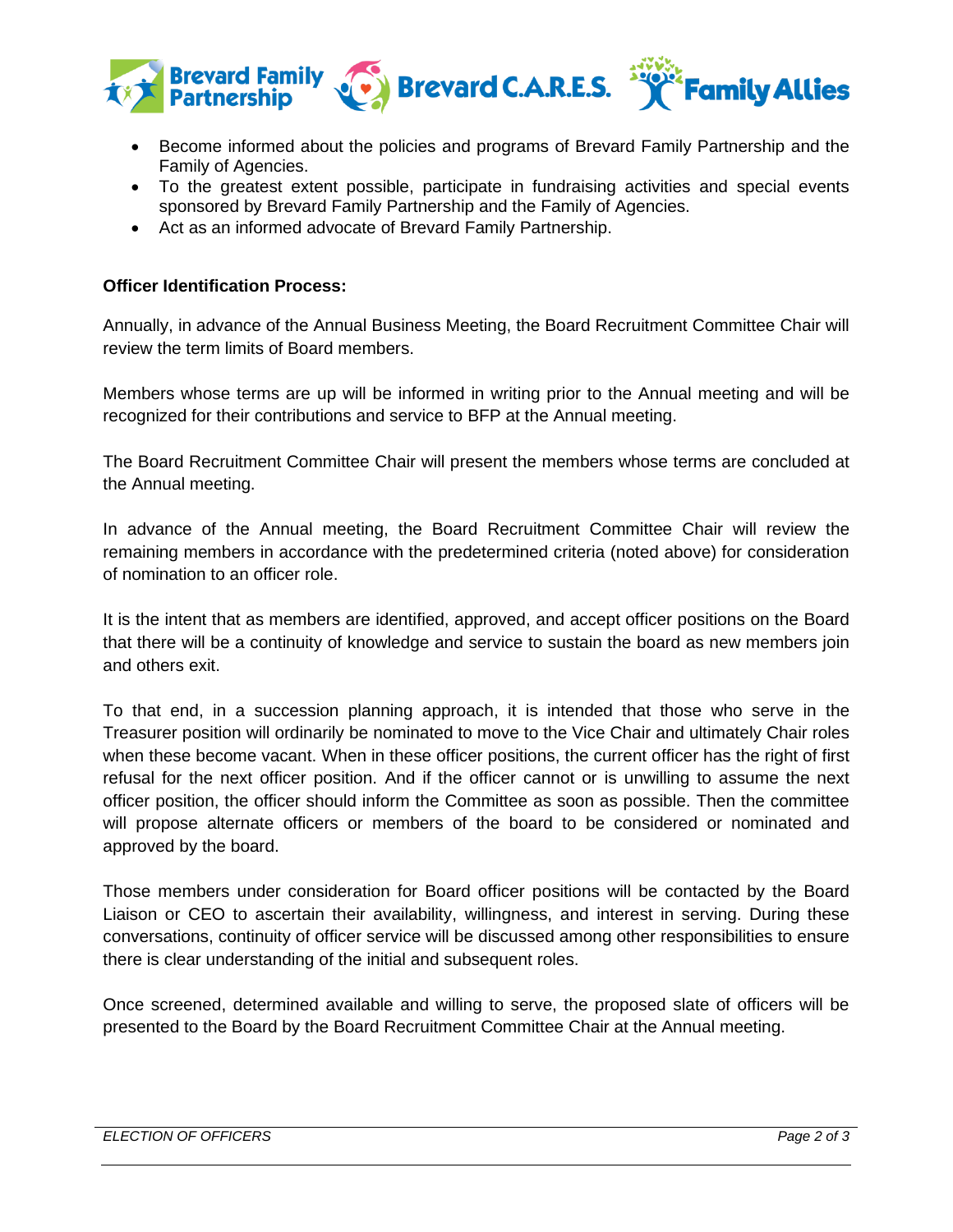- Become informed about the policies and programs of Brevard Family Partnership and the Family of Agencies.
- To the greatest extent possible, participate in fundraising activities and special events sponsored by Brevard Family Partnership and the Family of Agencies.
- Act as an informed advocate of Brevard Family Partnership.

**Officer Identification Process:**

Annually, in advance of the Annual Business Meeting, the Board Recruitment Committee Chair will review the term limits of Board members.

Members whose terms are up will be informed in writing prior to the Annual meeting and will be recognized for their contributions and service to BFP at the Annual meeting.

The Board Recruitment Committee Chair will present the members whose terms are concluded at the Annual meeting.

In advance of the Annual meeting, the Board Recruitment Committee Chair will review the remaining members in accordance with the predetermined criteria (noted above) for consideration of nomination to an officer role.

It is the intent that as members are identified, approved, and accept officer positions on the Board that there will be a continuity of knowledge and service to sustain the board as new members join and others exit.

To that end, in a succession planning approach, it is intended that those who serve in the Treasurer position will ordinarily be nominated to move to the Vice Chair and ultimately Chair roles when these become vacant. When in these officer positions, the current officer has the right of first refusal for the next officer position. And if the officer cannot or is unwilling to assume the next officer position, the officer should inform the Committee as soon as possible. Then the committee will propose alternate officers or members of the board to be considered or nominated and approved by the board.

Those members under consideration for Board officer positions will be contacted by the Board Liaison or CEO to ascertain their availability, willingness, and interest in serving. During these conversations, continuity of officer service will be discussed among other responsibilities to ensure there is clear understanding of the initial and subsequent roles.

Once screened, determined available and willing to serve, the proposed slate of officers will be presented to the Board by the Board Recruitment Committee Chair at the Annual meeting.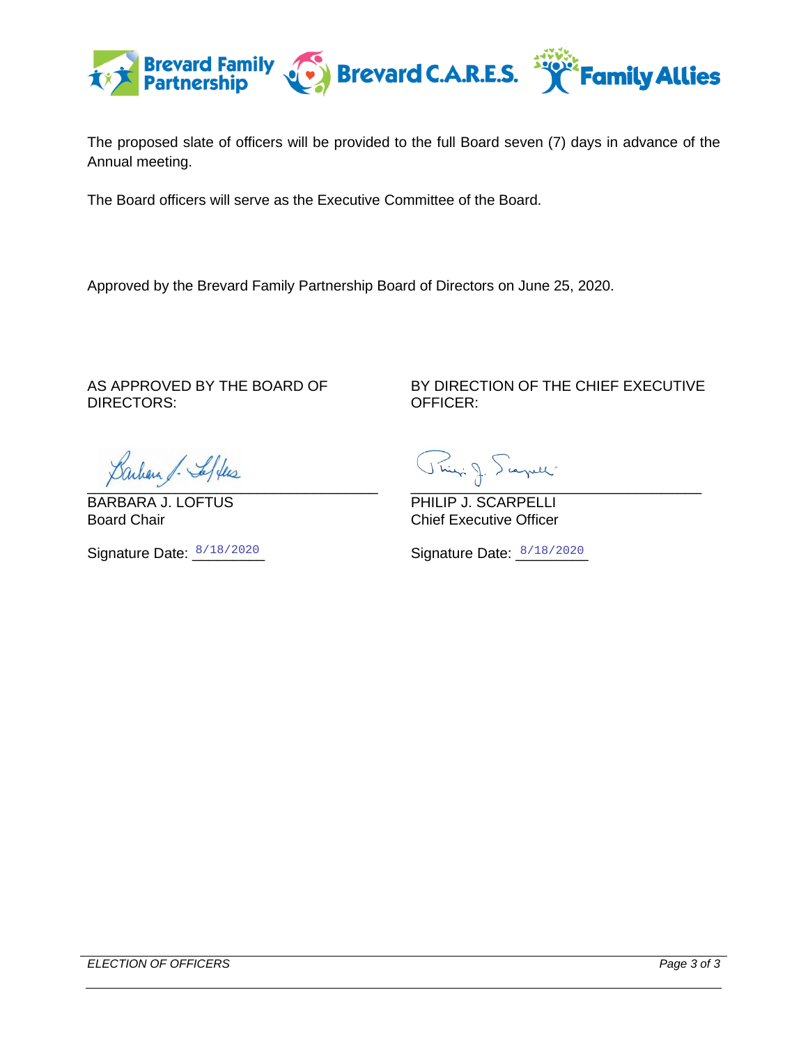The proposed slate of officers will be provided to the full Board seven (7) days in advance of the Annual meeting.

The Board officers will serve as the Executive Committee of the Board.

Approved by the Brevard Family Partnership Board of Directors on June 25, 2020.

AS APPROVED BY THE BOARD OF DIRECTORS:

BARBARA J. LOFTUS
Board Chair

Signature Date: 8/18/2020

BY DIRECTION OF THE CHIEF EXECUTIVE OFFICER:

PHILIP J. SCARPELLI
Chief Executive Officer

Signature Date: 8/18/2020